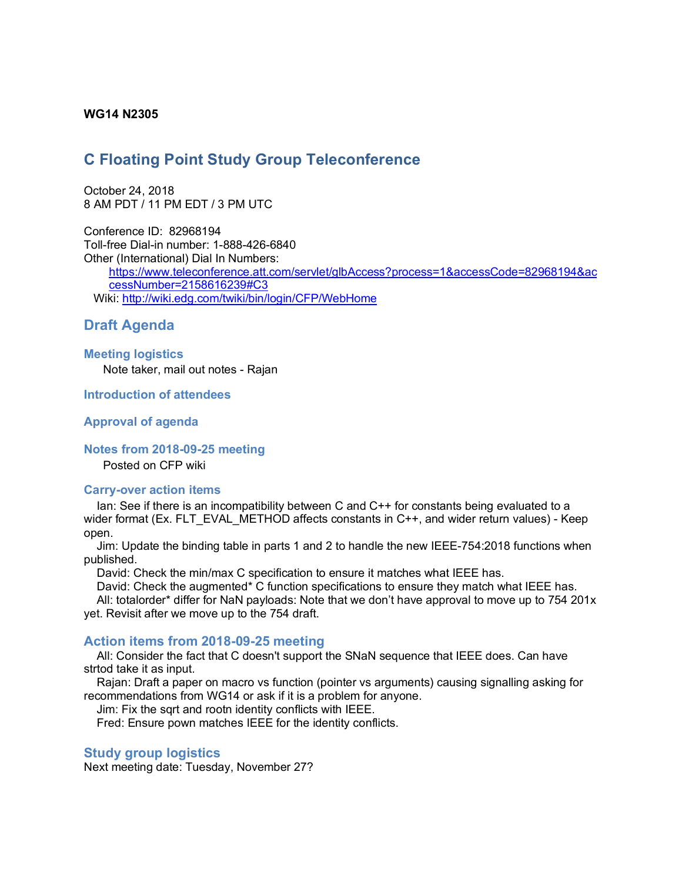**WG14 N2305**

# C Floating Point Study Group Teleconference

October 24, 2018
8 AM PDT / 11 PM EDT / 3 PM UTC

Conference ID: 82968194
Toll-free Dial-in number: 1-888-426-6840
Other (International) Dial In Numbers:
https://www.teleconference.att.com/servlet/glbAccess?process=1&accessCode=82968194&accessNumber=2158616239#C3
Wiki: http://wiki.edg.com/twiki/bin/login/CFP/WebHome

## Draft Agenda

### Meeting logistics

Note taker, mail out notes - Rajan

### Introduction of attendees

### Approval of agenda

### Notes from 2018-09-25 meeting

Posted on CFP wiki

### Carry-over action items

Ian: See if there is an incompatibility between C and C++ for constants being evaluated to a wider format (Ex. FLT_EVAL_METHOD affects constants in C++, and wider return values) - Keep open.

Jim: Update the binding table in parts 1 and 2 to handle the new IEEE-754:2018 functions when published.

David: Check the min/max C specification to ensure it matches what IEEE has.

David: Check the augmented* C function specifications to ensure they match what IEEE has.

All: totalorder* differ for NaN payloads: Note that we don't have approval to move up to 754 201x yet. Revisit after we move up to the 754 draft.

### Action items from 2018-09-25 meeting

All: Consider the fact that C doesn't support the SNaN sequence that IEEE does. Can have strtod take it as input.

Rajan: Draft a paper on macro vs function (pointer vs arguments) causing signalling asking for recommendations from WG14 or ask if it is a problem for anyone.

Jim: Fix the sqrt and rootn identity conflicts with IEEE.

Fred: Ensure pown matches IEEE for the identity conflicts.

### Study group logistics

Next meeting date: Tuesday, November 27?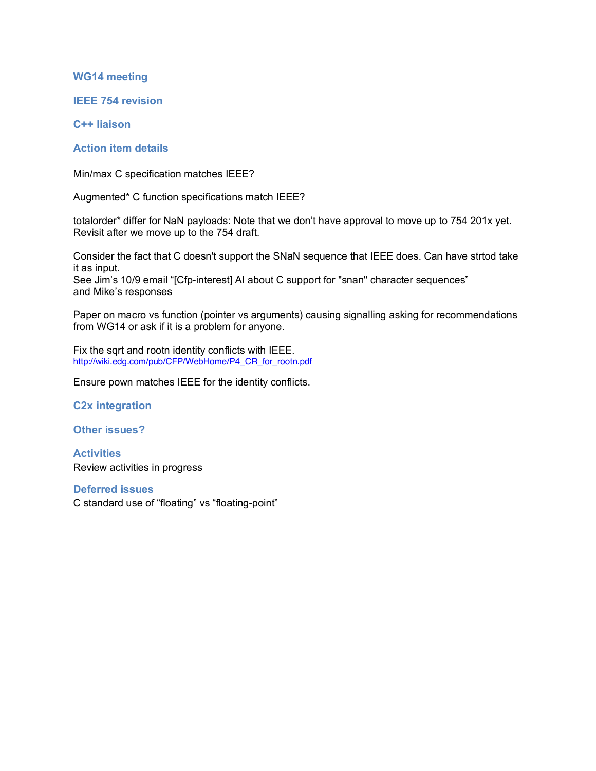## WG14 meeting

## IEEE 754 revision

## C++ liaison

## Action item details

Min/max C specification matches IEEE?

Augmented* C function specifications match IEEE?

totalorder* differ for NaN payloads: Note that we don't have approval to move up to 754 201x yet. Revisit after we move up to the 754 draft.

Consider the fact that C doesn't support the SNaN sequence that IEEE does. Can have strtod take it as input.
See Jim's 10/9 email "[Cfp-interest] AI about C support for "snan" character sequences" and Mike's responses

Paper on macro vs function (pointer vs arguments) causing signalling asking for recommendations from WG14 or ask if it is a problem for anyone.

Fix the sqrt and rootn identity conflicts with IEEE.
http://wiki.edg.com/pub/CFP/WebHome/P4_CR_for_rootn.pdf

Ensure pown matches IEEE for the identity conflicts.

## C2x integration

## Other issues?

## Activities

Review activities in progress

## Deferred issues

C standard use of "floating" vs "floating-point"